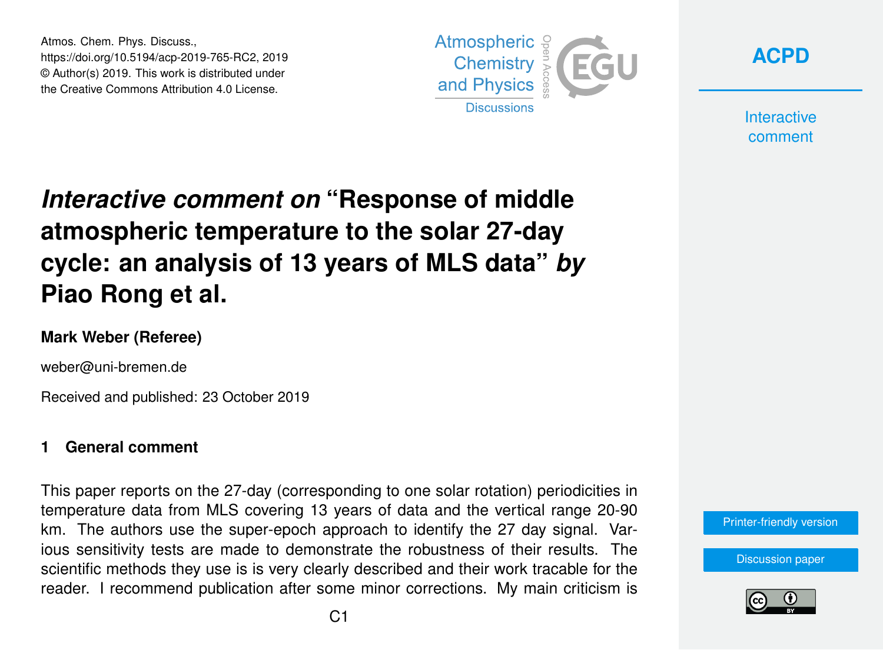Atmos. Chem. Phys. Discuss.,
https://doi.org/10.5194/acp-2019-765-RC2, 2019
© Author(s) 2019. This work is distributed under
the Creative Commons Attribution 4.0 License.

# *Interactive comment on* "Response of middle atmospheric temperature to the solar 27-day cycle: an analysis of 13 years of MLS data" *by* Piao Rong et al.

**Mark Weber (Referee)**

weber@uni-bremen.de

Received and published: 23 October 2019

## 1 General comment

This paper reports on the 27-day (corresponding to one solar rotation) periodicities in temperature data from MLS covering 13 years of data and the vertical range 20-90 km. The authors use the super-epoch approach to identify the 27 day signal. Various sensitivity tests are made to demonstrate the robustness of their results. The scientific methods they use is is very clearly described and their work tracable for the reader. I recommend publication after some minor corrections. My main criticism is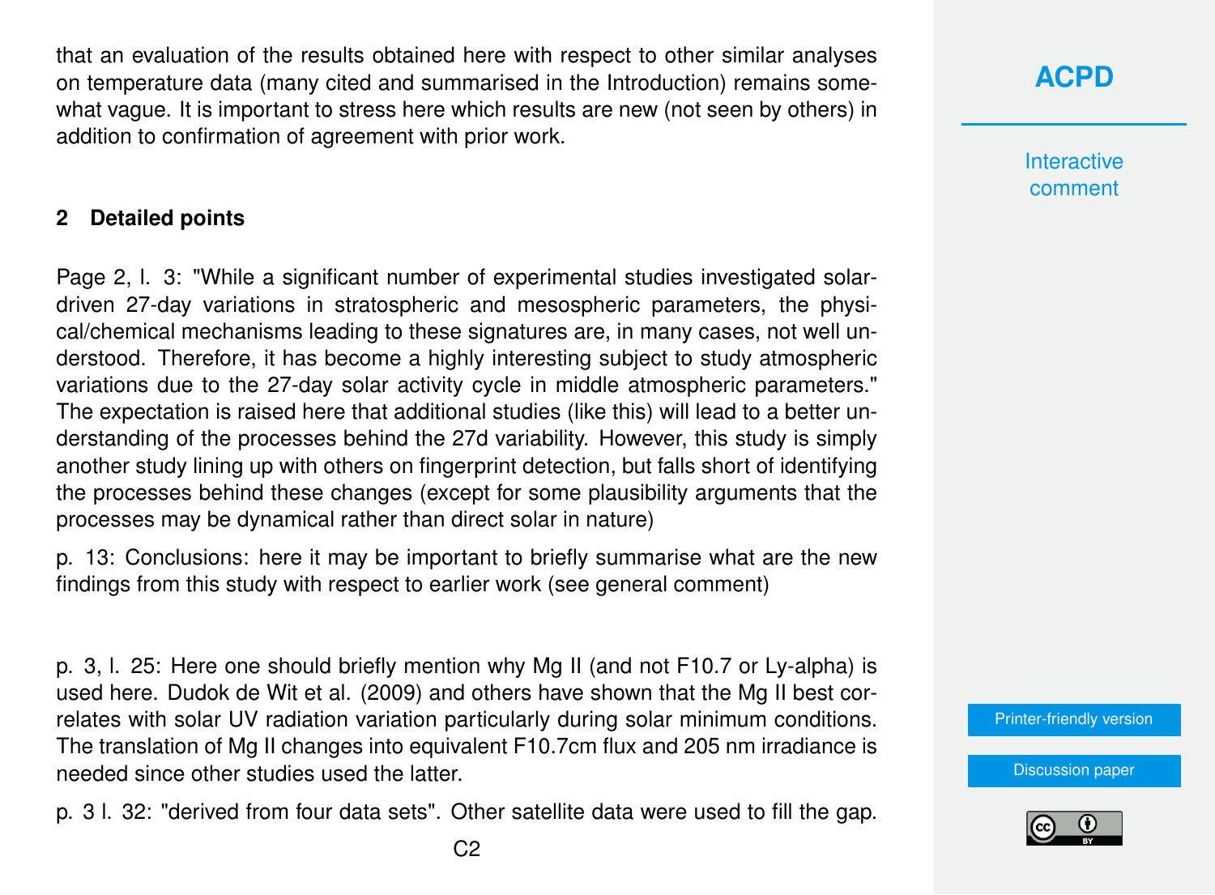that an evaluation of the results obtained here with respect to other similar analyses on temperature data (many cited and summarised in the Introduction) remains somewhat vague. It is important to stress here which results are new (not seen by others) in addition to confirmation of agreement with prior work.

## 2 Detailed points

Page 2, l. 3: "While a significant number of experimental studies investigated solar-driven 27-day variations in stratospheric and mesospheric parameters, the physical/chemical mechanisms leading to these signatures are, in many cases, not well understood. Therefore, it has become a highly interesting subject to study atmospheric variations due to the 27-day solar activity cycle in middle atmospheric parameters." The expectation is raised here that additional studies (like this) will lead to a better understanding of the processes behind the 27d variability. However, this study is simply another study lining up with others on fingerprint detection, but falls short of identifying the processes behind these changes (except for some plausibility arguments that the processes may be dynamical rather than direct solar in nature)

p. 13: Conclusions: here it may be important to briefly summarise what are the new findings from this study with respect to earlier work (see general comment)

p. 3, l. 25: Here one should briefly mention why Mg II (and not F10.7 or Ly-alpha) is used here. Dudok de Wit et al. (2009) and others have shown that the Mg II best correlates with solar UV radiation variation particularly during solar minimum conditions. The translation of Mg II changes into equivalent F10.7cm flux and 205 nm irradiance is needed since other studies used the latter.

p. 3 l. 32: "derived from four data sets". Other satellite data were used to fill the gap.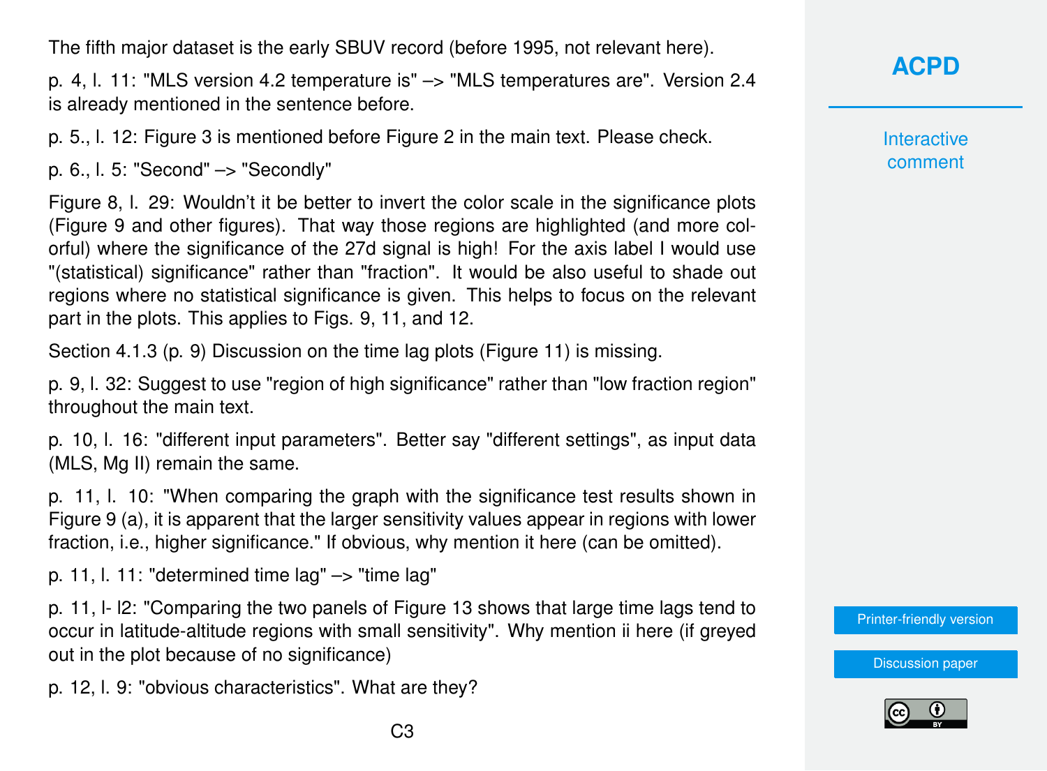The fifth major dataset is the early SBUV record (before 1995, not relevant here).

p. 4, l. 11: "MLS version 4.2 temperature is" –> "MLS temperatures are". Version 2.4 is already mentioned in the sentence before.

p. 5., l. 12: Figure 3 is mentioned before Figure 2 in the main text. Please check.

p. 6., l. 5: "Second" –> "Secondly"

Figure 8, l. 29: Wouldn't it be better to invert the color scale in the significance plots (Figure 9 and other figures). That way those regions are highlighted (and more colorful) where the significance of the 27d signal is high! For the axis label I would use "(statistical) significance" rather than "fraction". It would be also useful to shade out regions where no statistical significance is given. This helps to focus on the relevant part in the plots. This applies to Figs. 9, 11, and 12.

Section 4.1.3 (p. 9) Discussion on the time lag plots (Figure 11) is missing.

p. 9, l. 32: Suggest to use "region of high significance" rather than "low fraction region" throughout the main text.

p. 10, l. 16: "different input parameters". Better say "different settings", as input data (MLS, Mg II) remain the same.

p. 11, l. 10: "When comparing the graph with the significance test results shown in Figure 9 (a), it is apparent that the larger sensitivity values appear in regions with lower fraction, i.e., higher significance." If obvious, why mention it here (can be omitted).

p. 11, l. 11: "determined time lag" –> "time lag"

p. 11, l- l2: "Comparing the two panels of Figure 13 shows that large time lags tend to occur in latitude-altitude regions with small sensitivity". Why mention ii here (if greyed out in the plot because of no significance)

p. 12, l. 9: "obvious characteristics". What are they?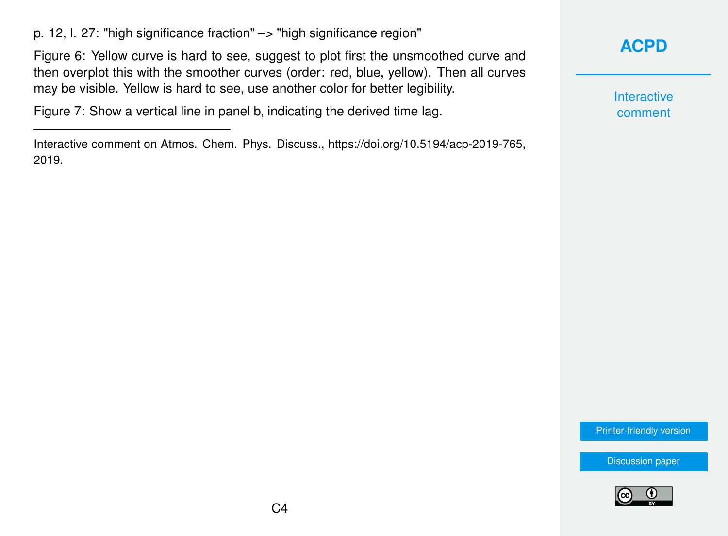p. 12, l. 27: "high significance fraction" –> "high significance region"

Figure 6: Yellow curve is hard to see, suggest to plot first the unsmoothed curve and then overplot this with the smoother curves (order: red, blue, yellow). Then all curves may be visible. Yellow is hard to see, use another color for better legibility.

Figure 7: Show a vertical line in panel b, indicating the derived time lag.

---

Interactive comment on Atmos. Chem. Phys. Discuss., https://doi.org/10.5194/acp-2019-765, 2019.